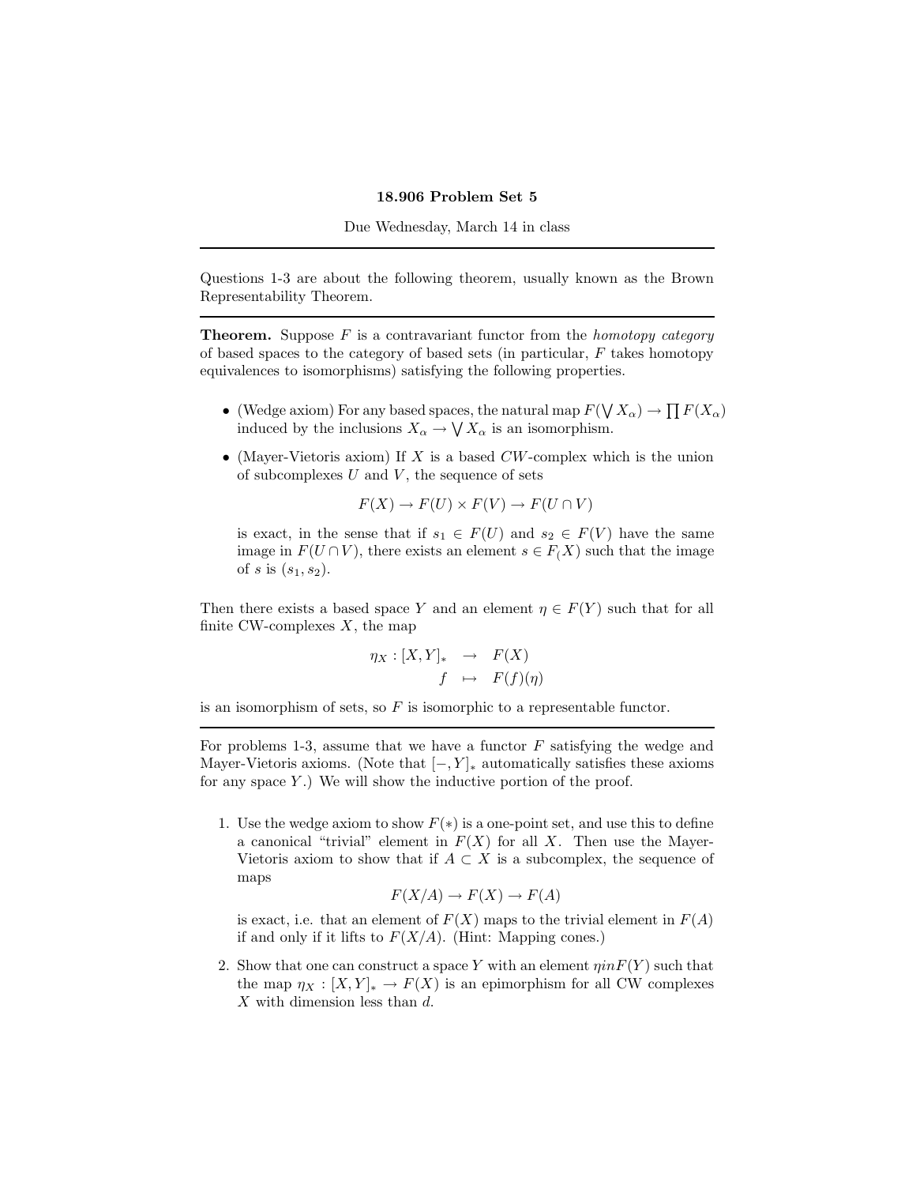**18.906 Problem Set 5**

Due Wednesday, March 14 in class

---

Questions 1-3 are about the following theorem, usually known as the Brown Representability Theorem.

---

**Theorem.** Suppose $F$ is a contravariant functor from the *homotopy category* of based spaces to the category of based sets (in particular, $F$ takes homotopy equivalences to isomorphisms) satisfying the following properties.

- (Wedge axiom) For any based spaces, the natural map $F(\bigvee X_\alpha) \to \prod F(X_\alpha)$ induced by the inclusions $X_\alpha \to \bigvee X_\alpha$ is an isomorphism.
- (Mayer-Vietoris axiom) If $X$ is a based $CW$-complex which is the union of subcomplexes $U$ and $V$, the sequence of sets

$$F(X) \to F(U) \times F(V) \to F(U \cap V)$$

  is exact, in the sense that if $s_1 \in F(U)$ and $s_2 \in F(V)$ have the same image in $F(U \cap V)$, there exists an element $s \in F_(X)$ such that the image of $s$ is $(s_1, s_2)$.

Then there exists a based space $Y$ and an element $\eta \in F(Y)$ such that for all finite CW-complexes $X$, the map

$$\begin{aligned} \eta_X : [X, Y]_* &\to F(X) \\ f &\mapsto F(f)(\eta) \end{aligned}$$

is an isomorphism of sets, so $F$ is isomorphic to a representable functor.

---

For problems 1-3, assume that we have a functor $F$ satisfying the wedge and Mayer-Vietoris axioms. (Note that $[-, Y]_*$ automatically satisfies these axioms for any space $Y$.) We will show the inductive portion of the proof.

1. Use the wedge axiom to show $F(*)$ is a one-point set, and use this to define a canonical "trivial" element in $F(X)$ for all $X$. Then use the Mayer-Vietoris axiom to show that if $A \subset X$ is a subcomplex, the sequence of maps

$$F(X/A) \to F(X) \to F(A)$$

   is exact, i.e. that an element of $F(X)$ maps to the trivial element in $F(A)$ if and only if it lifts to $F(X/A)$. (Hint: Mapping cones.)

2. Show that one can construct a space $Y$ with an element $\eta in F(Y)$ such that the map $\eta_X : [X, Y]_* \to F(X)$ is an epimorphism for all CW complexes $X$ with dimension less than $d$.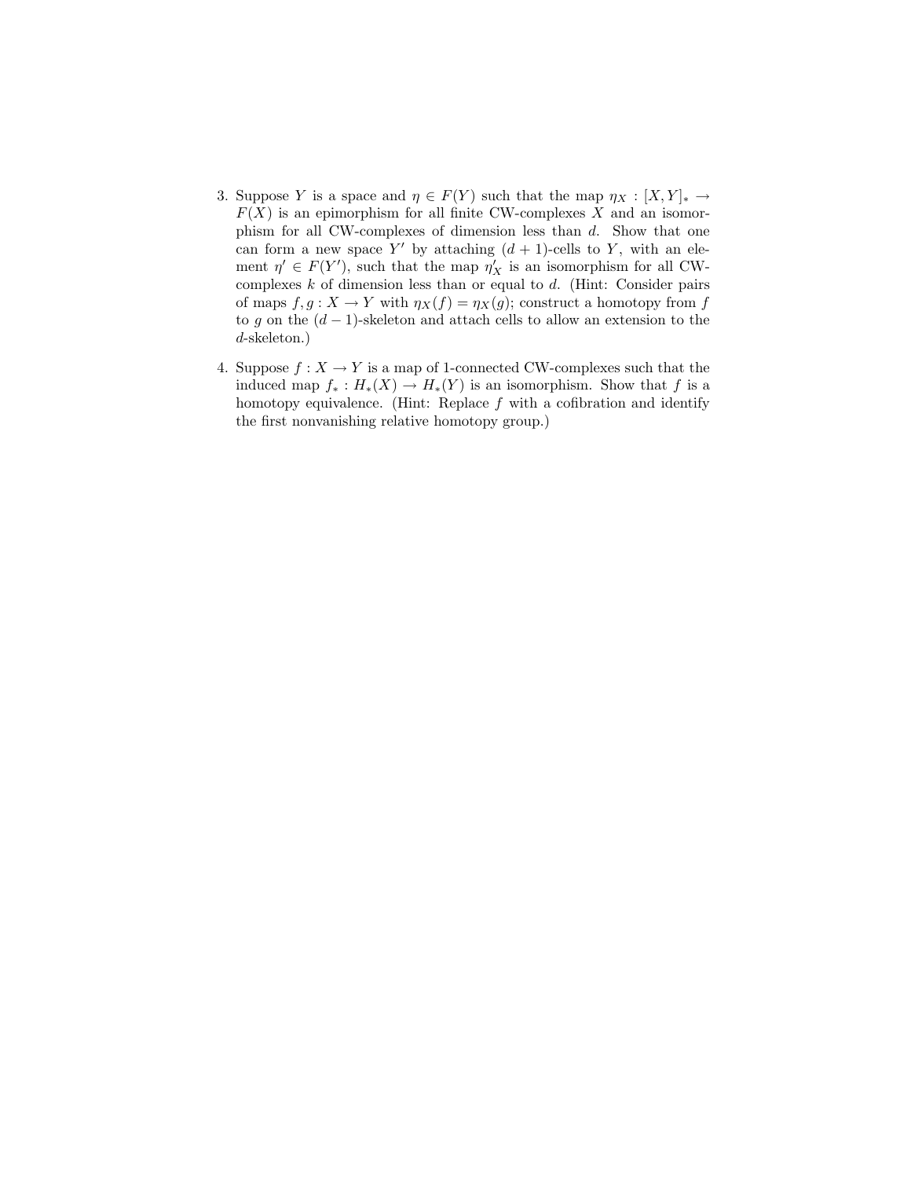3. Suppose $Y$ is a space and $\eta \in F(Y)$ such that the map $\eta_X : [X, Y]_* \to F(X)$ is an epimorphism for all finite CW-complexes $X$ and an isomorphism for all CW-complexes of dimension less than $d$. Show that one can form a new space $Y'$ by attaching $(d+1)$-cells to $Y$, with an element $\eta' \in F(Y')$, such that the map $\eta'_X$ is an isomorphism for all CW-complexes $k$ of dimension less than or equal to $d$. (Hint: Consider pairs of maps $f, g : X \to Y$ with $\eta_X(f) = \eta_X(g)$; construct a homotopy from $f$ to $g$ on the $(d-1)$-skeleton and attach cells to allow an extension to the $d$-skeleton.)

4. Suppose $f : X \to Y$ is a map of 1-connected CW-complexes such that the induced map $f_* : H_*(X) \to H_*(Y)$ is an isomorphism. Show that $f$ is a homotopy equivalence. (Hint: Replace $f$ with a cofibration and identify the first nonvanishing relative homotopy group.)